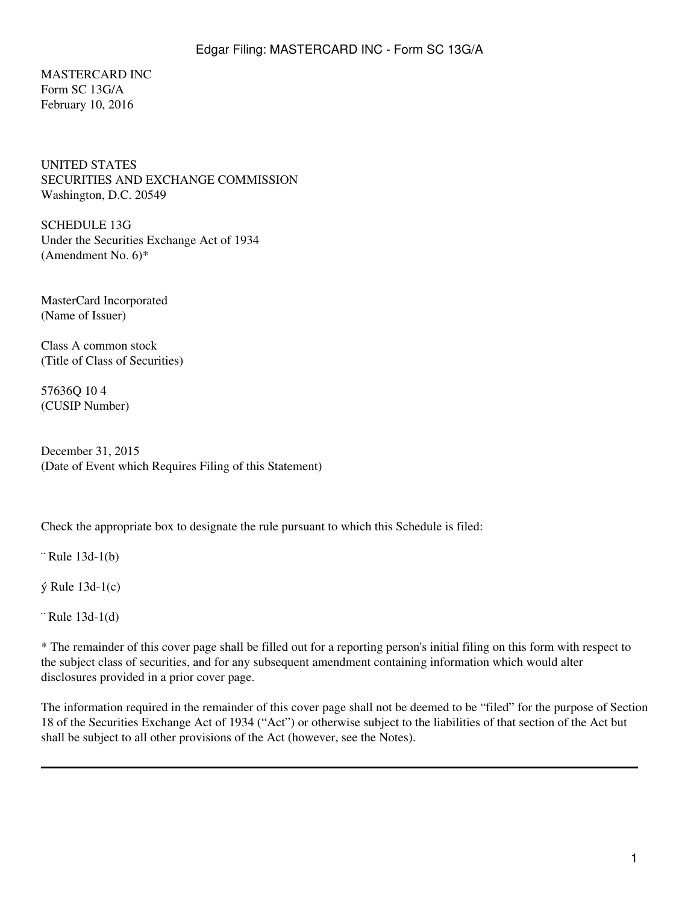MASTERCARD INC
Form SC 13G/A
February 10, 2016

UNITED STATES
SECURITIES AND EXCHANGE COMMISSION
Washington, D.C. 20549

SCHEDULE 13G
Under the Securities Exchange Act of 1934
(Amendment No. 6)*

MasterCard Incorporated
(Name of Issuer)

Class A common stock
(Title of Class of Securities)

57636Q 10 4
(CUSIP Number)

December 31, 2015
(Date of Event which Requires Filing of this Statement)

Check the appropriate box to designate the rule pursuant to which this Schedule is filed:

¨ Rule 13d-1(b)

ý Rule 13d-1(c)

¨ Rule 13d-1(d)

* The remainder of this cover page shall be filled out for a reporting person's initial filing on this form with respect to the subject class of securities, and for any subsequent amendment containing information which would alter disclosures provided in a prior cover page.

The information required in the remainder of this cover page shall not be deemed to be "filed" for the purpose of Section 18 of the Securities Exchange Act of 1934 ("Act") or otherwise subject to the liabilities of that section of the Act but shall be subject to all other provisions of the Act (however, see the Notes).

---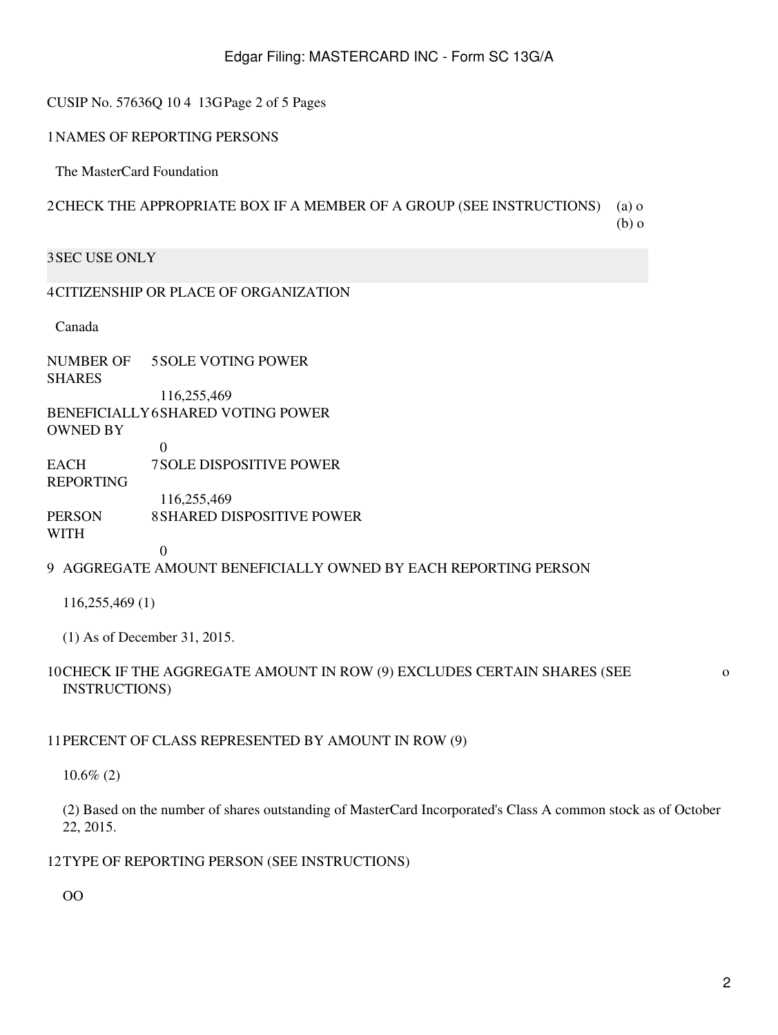CUSIP No. 57636Q 10 4 13G Page 2 of 5 Pages

1 NAMES OF REPORTING PERSONS

The MasterCard Foundation

2 CHECK THE APPROPRIATE BOX IF A MEMBER OF A GROUP (SEE INSTRUCTIONS) (a) o (b) o

3 SEC USE ONLY

4 CITIZENSHIP OR PLACE OF ORGANIZATION

Canada

| NUMBER OF SHARES BENEFICIALLY OWNED BY EACH REPORTING PERSON WITH | |
|---|---|
| 5 SOLE VOTING POWER | 116,255,469 |
| 6 SHARED VOTING POWER | 0 |
| 7 SOLE DISPOSITIVE POWER | 116,255,469 |
| 8 SHARED DISPOSITIVE POWER | 0 |

9 AGGREGATE AMOUNT BENEFICIALLY OWNED BY EACH REPORTING PERSON

116,255,469 (1)

(1) As of December 31, 2015.

10 CHECK IF THE AGGREGATE AMOUNT IN ROW (9) EXCLUDES CERTAIN SHARES (SEE INSTRUCTIONS) o

11 PERCENT OF CLASS REPRESENTED BY AMOUNT IN ROW (9)

10.6% (2)

(2) Based on the number of shares outstanding of MasterCard Incorporated's Class A common stock as of October 22, 2015.

12 TYPE OF REPORTING PERSON (SEE INSTRUCTIONS)

OO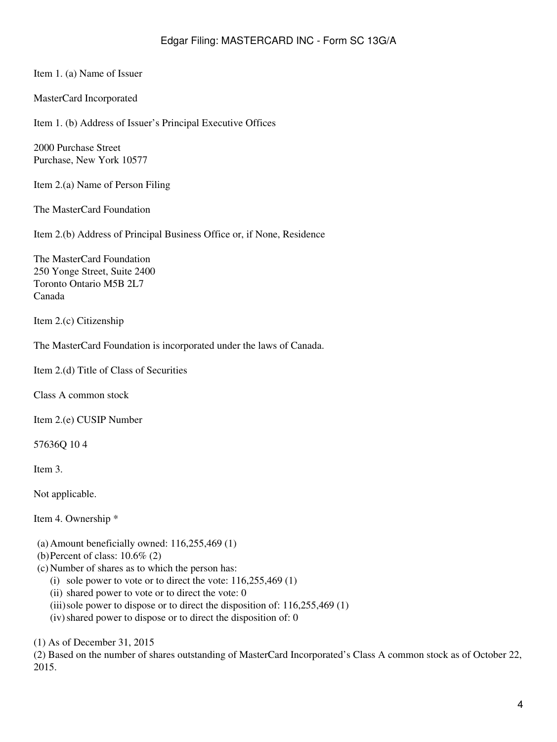Item 1. (a) Name of Issuer

MasterCard Incorporated

Item 1. (b) Address of Issuer's Principal Executive Offices

2000 Purchase Street
Purchase, New York 10577

Item 2.(a) Name of Person Filing

The MasterCard Foundation

Item 2.(b) Address of Principal Business Office or, if None, Residence

The MasterCard Foundation
250 Yonge Street, Suite 2400
Toronto Ontario M5B 2L7
Canada

Item 2.(c) Citizenship

The MasterCard Foundation is incorporated under the laws of Canada.

Item 2.(d) Title of Class of Securities

Class A common stock

Item 2.(e) CUSIP Number

57636Q 10 4

Item 3.

Not applicable.

Item 4. Ownership *

(a) Amount beneficially owned: 116,255,469 (1)
(b) Percent of class: 10.6% (2)
(c) Number of shares as to which the person has:
  (i) sole power to vote or to direct the vote: 116,255,469 (1)
  (ii) shared power to vote or to direct the vote: 0
  (iii) sole power to dispose or to direct the disposition of: 116,255,469 (1)
  (iv) shared power to dispose or to direct the disposition of: 0

(1) As of December 31, 2015
(2) Based on the number of shares outstanding of MasterCard Incorporated's Class A common stock as of October 22, 2015.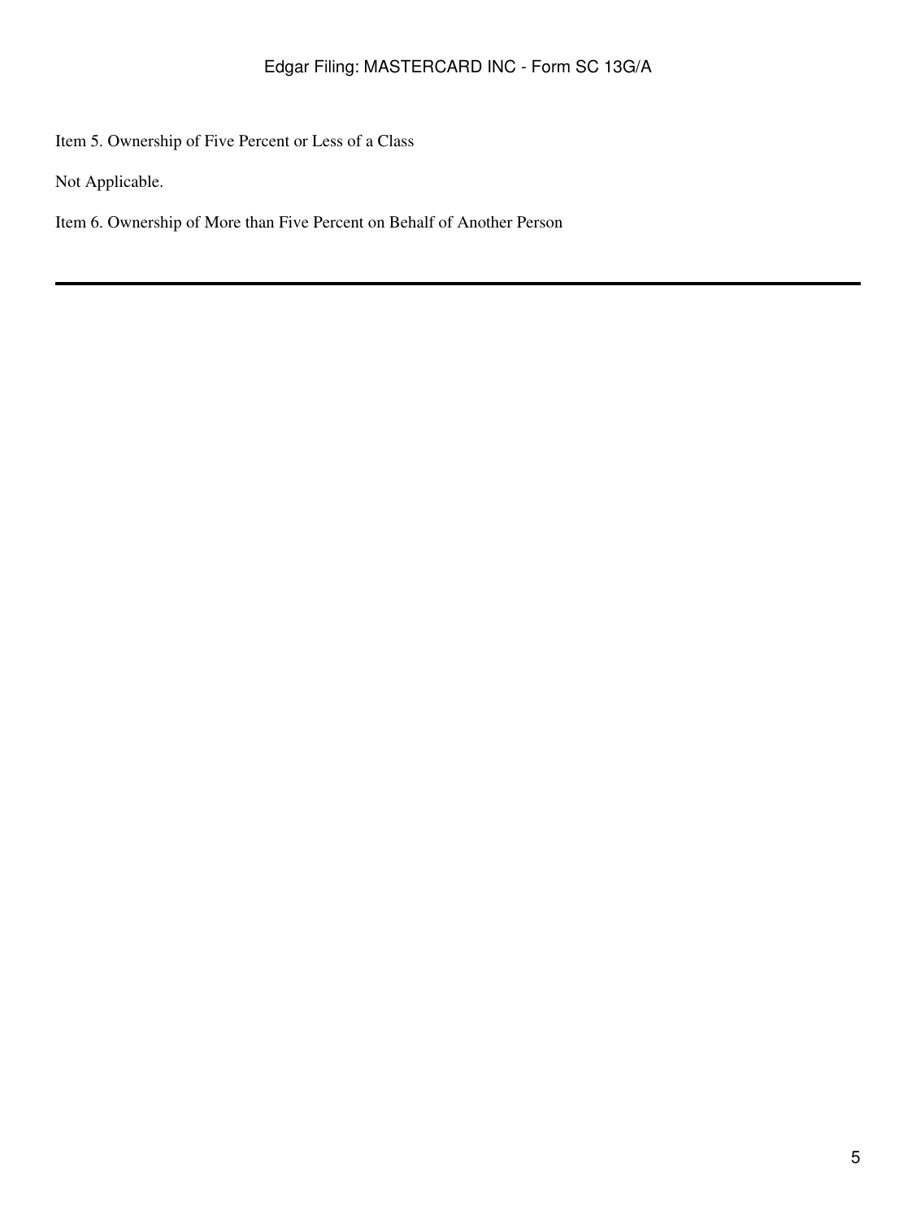Item 5. Ownership of Five Percent or Less of a Class

Not Applicable.

Item 6. Ownership of More than Five Percent on Behalf of Another Person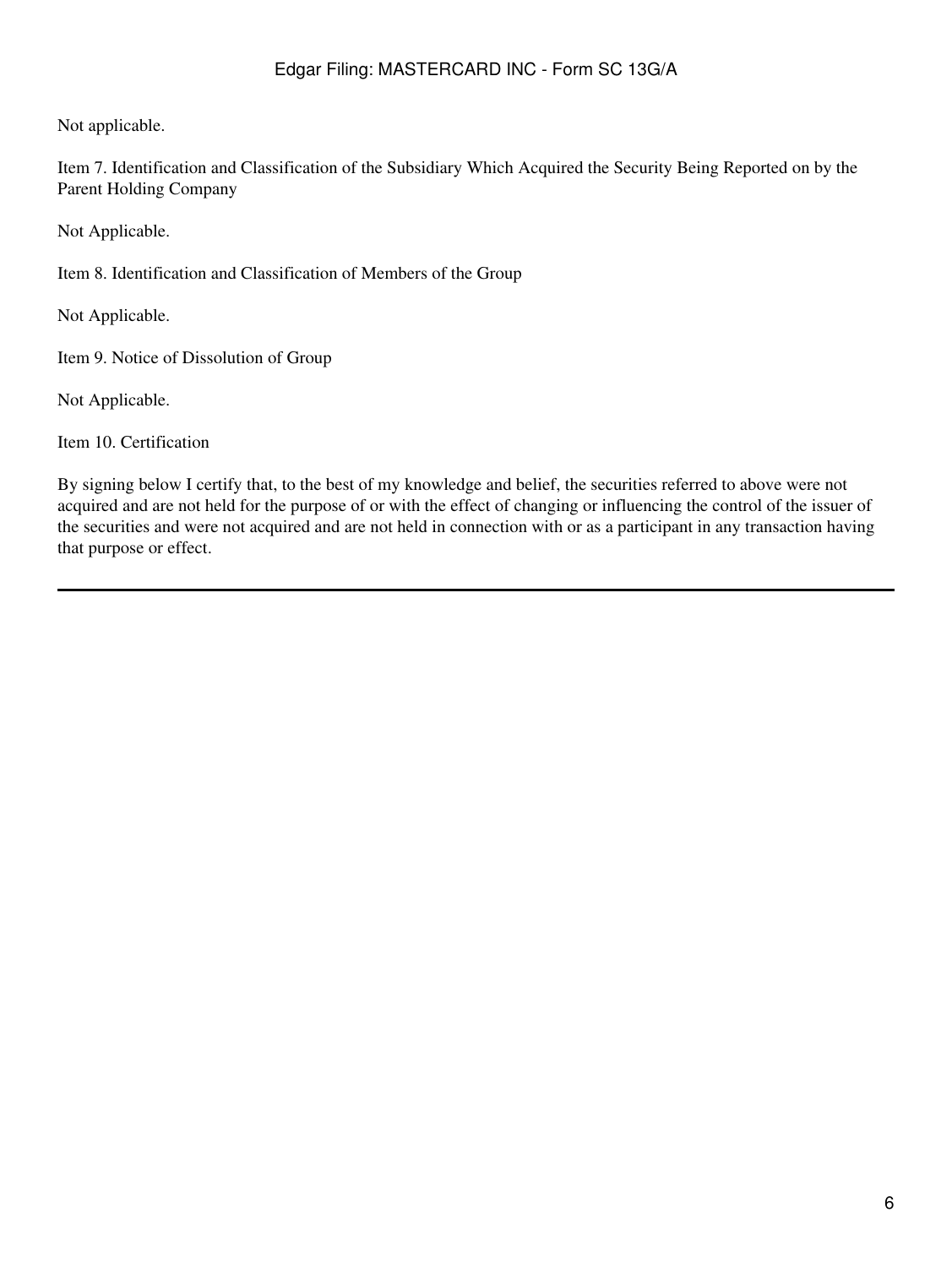Not applicable.

Item 7. Identification and Classification of the Subsidiary Which Acquired the Security Being Reported on by the Parent Holding Company

Not Applicable.

Item 8. Identification and Classification of Members of the Group

Not Applicable.

Item 9. Notice of Dissolution of Group

Not Applicable.

Item 10. Certification

By signing below I certify that, to the best of my knowledge and belief, the securities referred to above were not acquired and are not held for the purpose of or with the effect of changing or influencing the control of the issuer of the securities and were not acquired and are not held in connection with or as a participant in any transaction having that purpose or effect.

---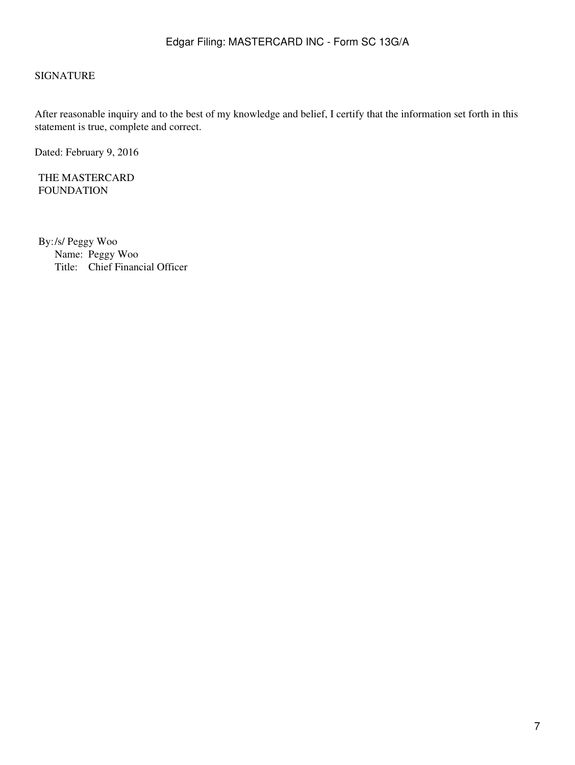SIGNATURE

After reasonable inquiry and to the best of my knowledge and belief, I certify that the information set forth in this statement is true, complete and correct.

Dated: February 9, 2016

THE MASTERCARD FOUNDATION

By: /s/ Peggy Woo
Name: Peggy Woo
Title: Chief Financial Officer